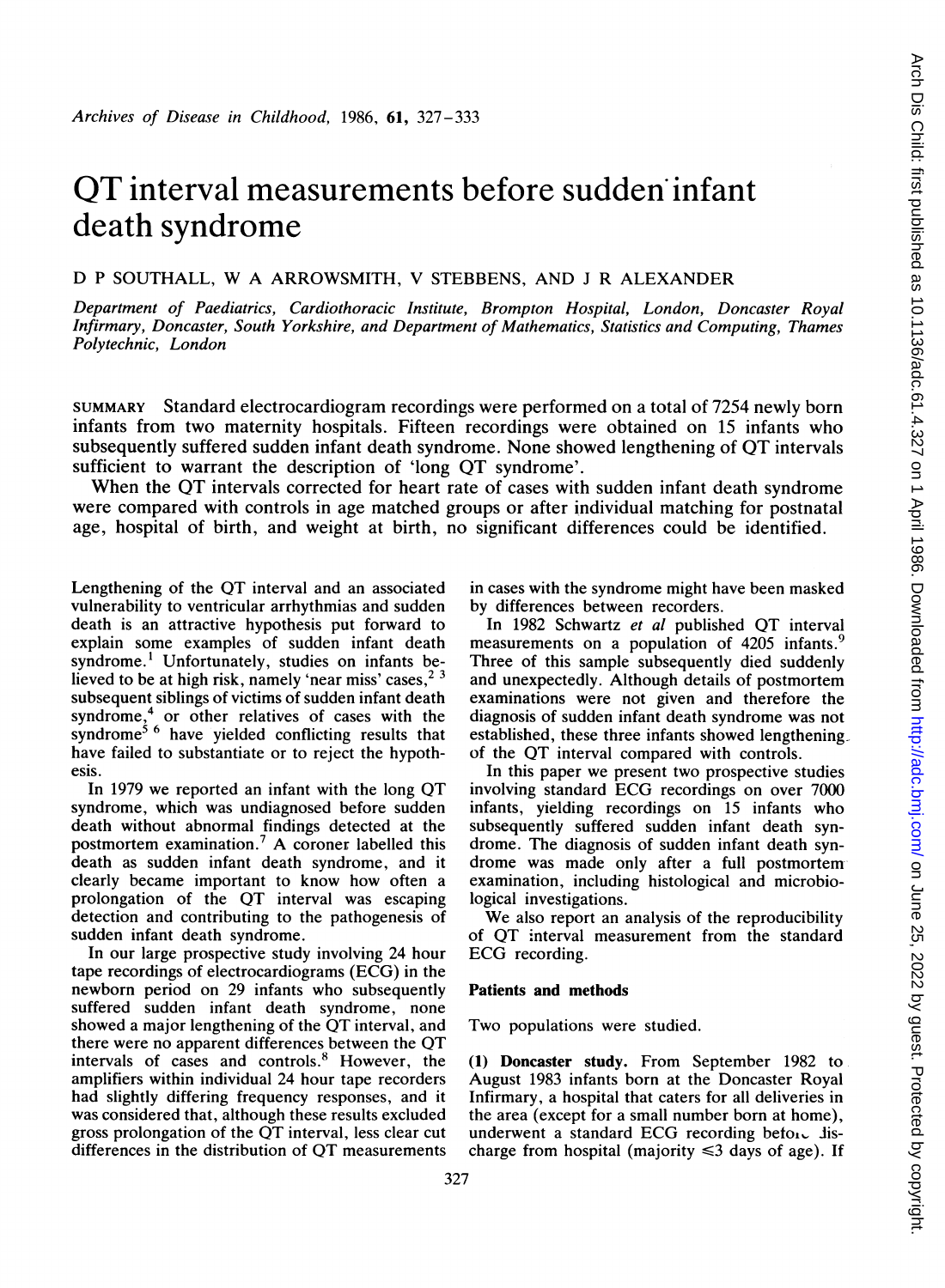# QT interval measurements before sudden infant death syndrome

D P SOUTHALL, W A ARROWSMITH, V STEBBENS, AND J R ALEXANDER

*Department of Paediatrics, Cardiothoracic Institute, Brompton Hospital, London, Doncaster Royal Infirmary, Doncaster, South Yorkshire, and Department of Mathematics, Statistics and Computing, Thames Polytechnic, London*

SUMMARY Standard electrocardiogram recordings were performed on a total of 7254 newly born infants from two maternity hospitals. Fifteen recordings were obtained on 15 infants who subsequently suffered sudden infant death syndrome. None showed lengthening of QT intervals sufficient to warrant the description of 'long QT syndrome'.

When the QT intervals corrected for heart rate of cases with sudden infant death syndrome were compared with controls in age matched groups or after individual matching for postnatal age, hospital of birth, and weight at birth, no significant differences could be identified.

Lengthening of the QT interval and an associated vulnerability to ventricular arrhythmias and sudden death is an attractive hypothesis put forward to explain some examples of sudden infant death syndrome.[1] Unfortunately, studies on infants believed to be at high risk, namely 'near miss' cases,[2 3] subsequent siblings of victims of sudden infant death syndrome,[4] or other relatives of cases with the syndrome[5 6] have yielded conflicting results that have failed to substantiate or to reject the hypothesis.

In 1979 we reported an infant with the long QT syndrome, which was undiagnosed before sudden death without abnormal findings detected at the postmortem examination.[7] A coroner labelled this death as sudden infant death syndrome, and it clearly became important to know how often a prolongation of the QT interval was escaping detection and contributing to the pathogenesis of sudden infant death syndrome.

In our large prospective study involving 24 hour tape recordings of electrocardiograms (ECG) in the newborn period on 29 infants who subsequently suffered sudden infant death syndrome, none showed a major lengthening of the QT interval, and there were no apparent differences between the QT intervals of cases and controls.[8] However, the amplifiers within individual 24 hour tape recorders had slightly differing frequency responses, and it was considered that, although these results excluded gross prolongation of the QT interval, less clear cut differences in the distribution of QT measurements in cases with the syndrome might have been masked by differences between recorders.

In 1982 Schwartz *et al* published QT interval measurements on a population of 4205 infants.[9] Three of this sample subsequently died suddenly and unexpectedly. Although details of postmortem examinations were not given and therefore the diagnosis of sudden infant death syndrome was not established, these three infants showed lengthening of the QT interval compared with controls.

In this paper we present two prospective studies involving standard ECG recordings on over 7000 infants, yielding recordings on 15 infants who subsequently suffered sudden infant death syndrome. The diagnosis of sudden infant death syndrome was made only after a full postmortem examination, including histological and microbiological investigations.

We also report an analysis of the reproducibility of QT interval measurement from the standard ECG recording.

## Patients and methods

Two populations were studied.

**(1) Doncaster study.** From September 1982 to August 1983 infants born at the Doncaster Royal Infirmary, a hospital that caters for all deliveries in the area (except for a small number born at home), underwent a standard ECG recording before discharge from hospital (majority ≤3 days of age). If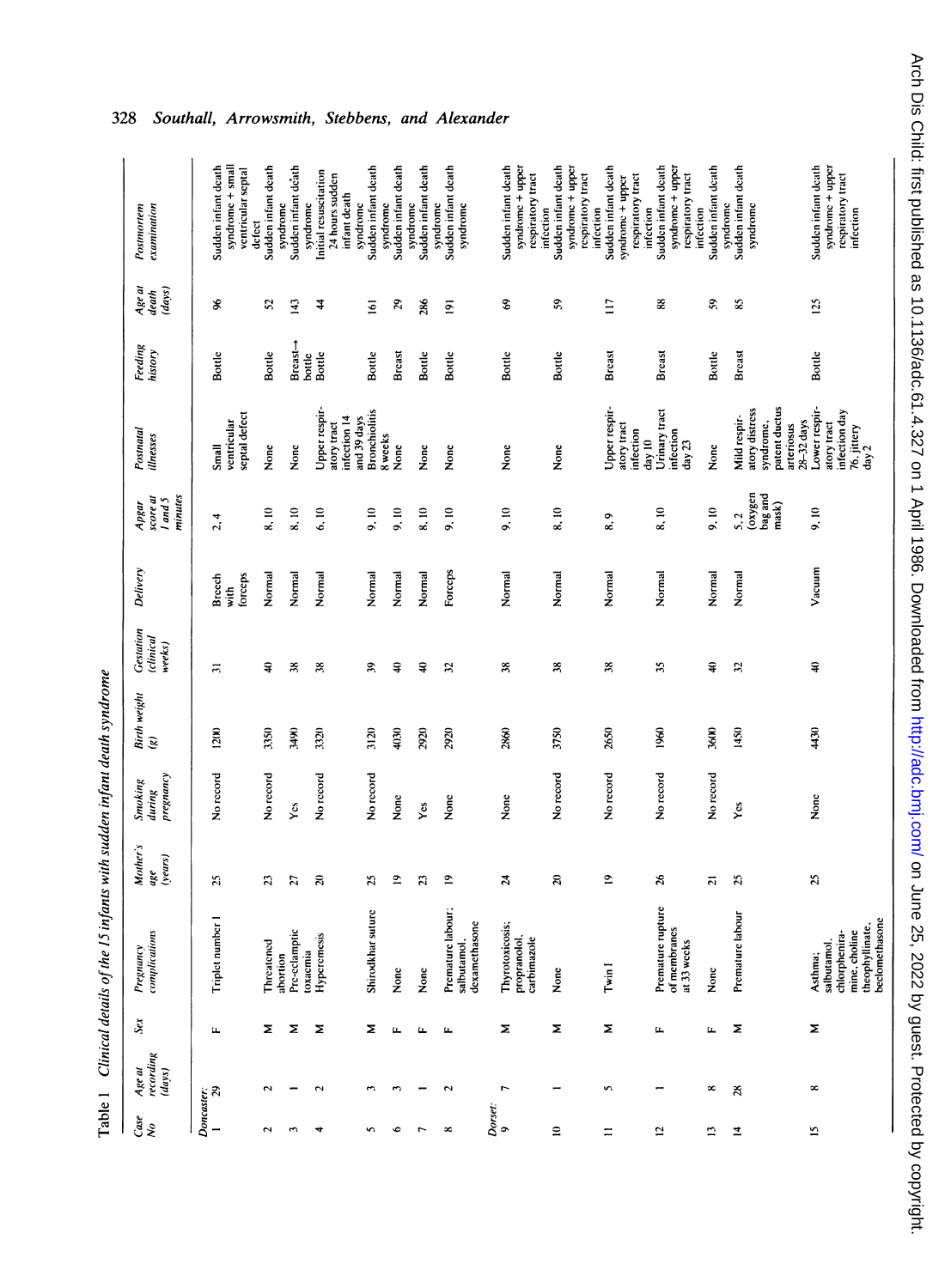Table 1 Clinical details of the 15 infants with sudden infant death syndrome

| Case No | Age at recording (days) | Sex | Pregnancy complications | Mother's age (years) | Smoking during pregnancy | Birth weight (g) | Gestation (clinical weeks) | Delivery | Apgar score at 1 and 5 minutes | Postnatal illnesses | Feeding history | Age at death (days) | Postmortem examination |
|---|---|---|---|---|---|---|---|---|---|---|---|---|---|
| *Doncaster:* | | | | | | | | | | | | | |
| 1 | 29 | F | Triplet number 1 | 25 | No record | 1200 | 31 | Breech with forceps | 2, 4 | Small ventricular septal defect | Bottle | 96 | Sudden infant death syndrome + small ventricular septal defect |
| 2 | 2 | M | Threatened abortion | 23 | No record | 3350 | 40 | Normal | 8, 10 | None | Bottle | 52 | Sudden infant death syndrome |
| 3 | 1 | M | Pre-eclamptic toxaemia | 27 | Yes | 3490 | 38 | Normal | 8, 10 | None | Breast→bottle | 143 | Sudden infant death syndrome |
| 4 | 2 | M | Hyperemesis | 20 | No record | 3320 | 38 | Normal | 6, 10 | Upper respiratory tract infection 14 and 39 days | Bottle | 44 | Initial resuscitation 24 hours sudden infant death syndrome |
| 5 | 3 | M | Shirodkhar suture | 25 | No record | 3120 | 39 | Normal | 9, 10 | Bronchiolitis 8 weeks | Bottle | 161 | Sudden infant death syndrome |
| 6 | 3 | F | None | 19 | None | 4030 | 40 | Normal | 9, 10 | None | Breast | 29 | Sudden infant death syndrome |
| 7 | 1 | F | None | 23 | Yes | 2920 | 40 | Normal | 8, 10 | None | Bottle | 286 | Sudden infant death syndrome |
| 8 | 2 | F | Premature labour; salbutamol, dexamethasone | 19 | None | 2920 | 32 | Forceps | 9, 10 | None | Bottle | 191 | Sudden infant death syndrome |
| *Dorset:* | | | | | | | | | | | | | |
| 9 | 7 | M | Thyrotoxicosis; propranolol, carbimazole | 24 | None | 2860 | 38 | Normal | 9, 10 | None | Bottle | 69 | Sudden infant death syndrome + upper respiratory tract infection |
| 10 | 1 | M | None | 20 | No record | 3750 | 38 | Normal | 8, 10 | None | Bottle | 59 | Sudden infant death syndrome + upper respiratory tract infection |
| 11 | 5 | M | Twin 1 | 19 | No record | 2650 | 38 | Normal | 8, 9 | Upper respiratory tract infection day 10 | Breast | 117 | Sudden infant death syndrome + upper respiratory tract infection |
| 12 | 1 | F | Premature rupture of membranes at 33 weeks | 26 | No record | 1960 | 35 | Normal | 8, 10 | Urinary tract infection day 23 | Breast | 88 | Sudden infant death syndrome + upper respiratory tract infection |
| 13 | 8 | F | None | 21 | No record | 3600 | 40 | Normal | 9, 10 | None | Bottle | 59 | Sudden infant death syndrome |
| 14 | 28 | M | Premature labour | 25 | Yes | 1450 | 32 | Normal | 5, 2 (oxygen bag and mask) | Mild respiratory distress syndrome, patent ductus arteriosus 28-35 days | Breast | 85 | Sudden infant death syndrome |
| 15 | 8 | M | Asthma; salbutamol, chlorphenira-mine, choline theophyllinate, beclomethasone | 25 | None | 4430 | 40 | Vacuum | 9, 10 | Lower respiratory tract infection day 76, jittery day 2 | Bottle | 125 | Sudden infant death syndrome + upper respiratory tract infection |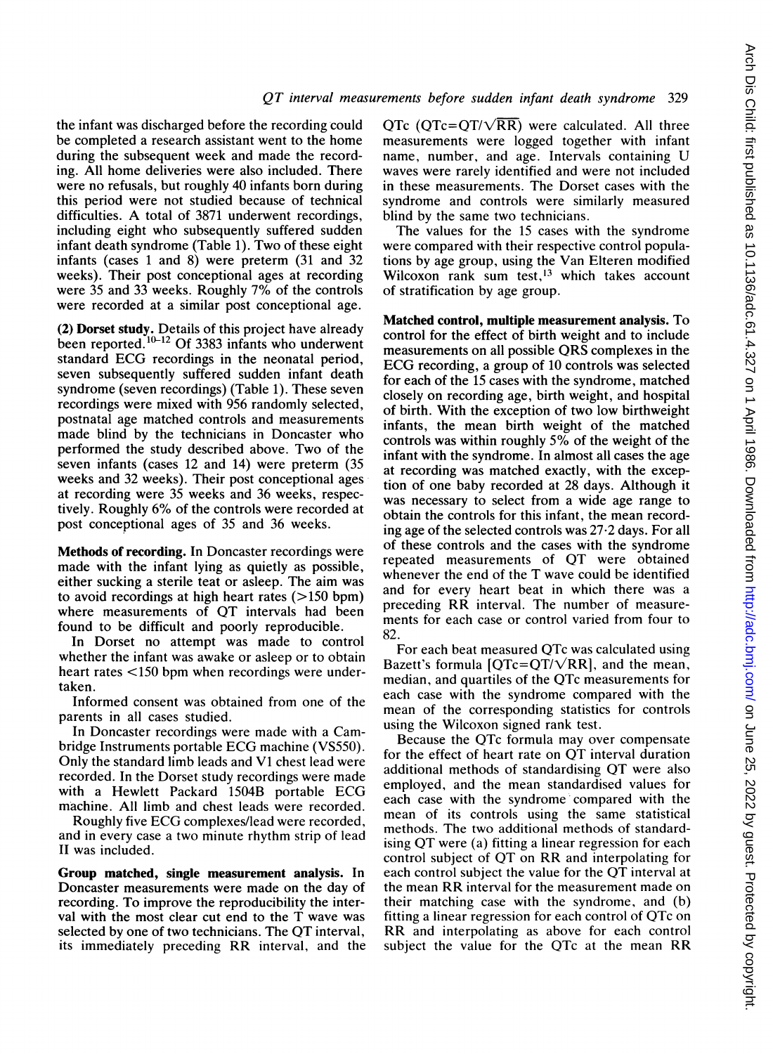the infant was discharged before the recording could be completed a research assistant went to the home during the subsequent week and made the recording. All home deliveries were also included. There were no refusals, but roughly 40 infants born during this period were not studied because of technical difficulties. A total of 3871 underwent recordings, including eight who subsequently suffered sudden infant death syndrome (Table 1). Two of these eight infants (cases 1 and 8) were preterm (31 and 32 weeks). Their post conceptional ages at recording were 35 and 33 weeks. Roughly 7% of the controls were recorded at a similar post conceptional age.

**(2) Dorset study.** Details of this project have already been reported.[10–12] Of 3383 infants who underwent standard ECG recordings in the neonatal period, seven subsequently suffered sudden infant death syndrome (seven recordings) (Table 1). These seven recordings were mixed with 956 randomly selected, postnatal age matched controls and measurements made blind by the technicians in Doncaster who performed the study described above. Two of the seven infants (cases 12 and 14) were preterm (35 weeks and 32 weeks). Their post conceptional ages at recording were 35 weeks and 36 weeks, respectively. Roughly 6% of the controls were recorded at post conceptional ages of 35 and 36 weeks.

**Methods of recording.** In Doncaster recordings were made with the infant lying as quietly as possible, either sucking a sterile teat or asleep. The aim was to avoid recordings at high heart rates (>150 bpm) where measurements of QT intervals had been found to be difficult and poorly reproducible.

In Dorset no attempt was made to control whether the infant was awake or asleep or to obtain heart rates <150 bpm when recordings were undertaken.

Informed consent was obtained from one of the parents in all cases studied.

In Doncaster recordings were made with a Cambridge Instruments portable ECG machine (VS550). Only the standard limb leads and V1 chest lead were recorded. In the Dorset study recordings were made with a Hewlett Packard 1504B portable ECG machine. All limb and chest leads were recorded.

Roughly five ECG complexes/lead were recorded, and in every case a two minute rhythm strip of lead II was included.

**Group matched, single measurement analysis.** In Doncaster measurements were made on the day of recording. To improve the reproducibility the interval with the most clear cut end to the T wave was selected by one of two technicians. The QT interval, its immediately preceding RR interval, and the QTc ($QTc=QT/\sqrt{RR}$) were calculated. All three measurements were logged together with infant name, number, and age. Intervals containing U waves were rarely identified and were not included in these measurements. The Dorset cases with the syndrome and controls were similarly measured blind by the same two technicians.

The values for the 15 cases with the syndrome were compared with their respective control populations by age group, using the Van Elteren modified Wilcoxon rank sum test,[13] which takes account of stratification by age group.

**Matched control, multiple measurement analysis.** To control for the effect of birth weight and to include measurements on all possible QRS complexes in the ECG recording, a group of 10 controls was selected for each of the 15 cases with the syndrome, matched closely on recording age, birth weight, and hospital of birth. With the exception of two low birthweight infants, the mean birth weight of the matched controls was within roughly 5% of the weight of the infant with the syndrome. In almost all cases the age at recording was matched exactly, with the exception of one baby recorded at 28 days. Although it was necessary to select from a wide age range to obtain the controls for this infant, the mean recording age of the selected controls was 27·2 days. For all of these controls and the cases with the syndrome repeated measurements of QT were obtained whenever the end of the T wave could be identified and for every heart beat in which there was a preceding RR interval. The number of measurements for each case or control varied from four to 82.

For each beat measured QTc was calculated using Bazett's formula [$QTc=QT/\sqrt{RR}$], and the mean, median, and quartiles of the QTc measurements for each case with the syndrome compared with the mean of the corresponding statistics for controls using the Wilcoxon signed rank test.

Because the QTc formula may over compensate for the effect of heart rate on QT interval duration additional methods of standardising QT were also employed, and the mean standardised values for each case with the syndrome compared with the mean of its controls using the same statistical methods. The two additional methods of standardising QT were (a) fitting a linear regression for each control subject of QT on RR and interpolating for each control subject the value for the QT interval at the mean RR interval for the measurement made on their matching case with the syndrome, and (b) fitting a linear regression for each control of QTc on RR and interpolating as above for each control subject the value for the QTc at the mean RR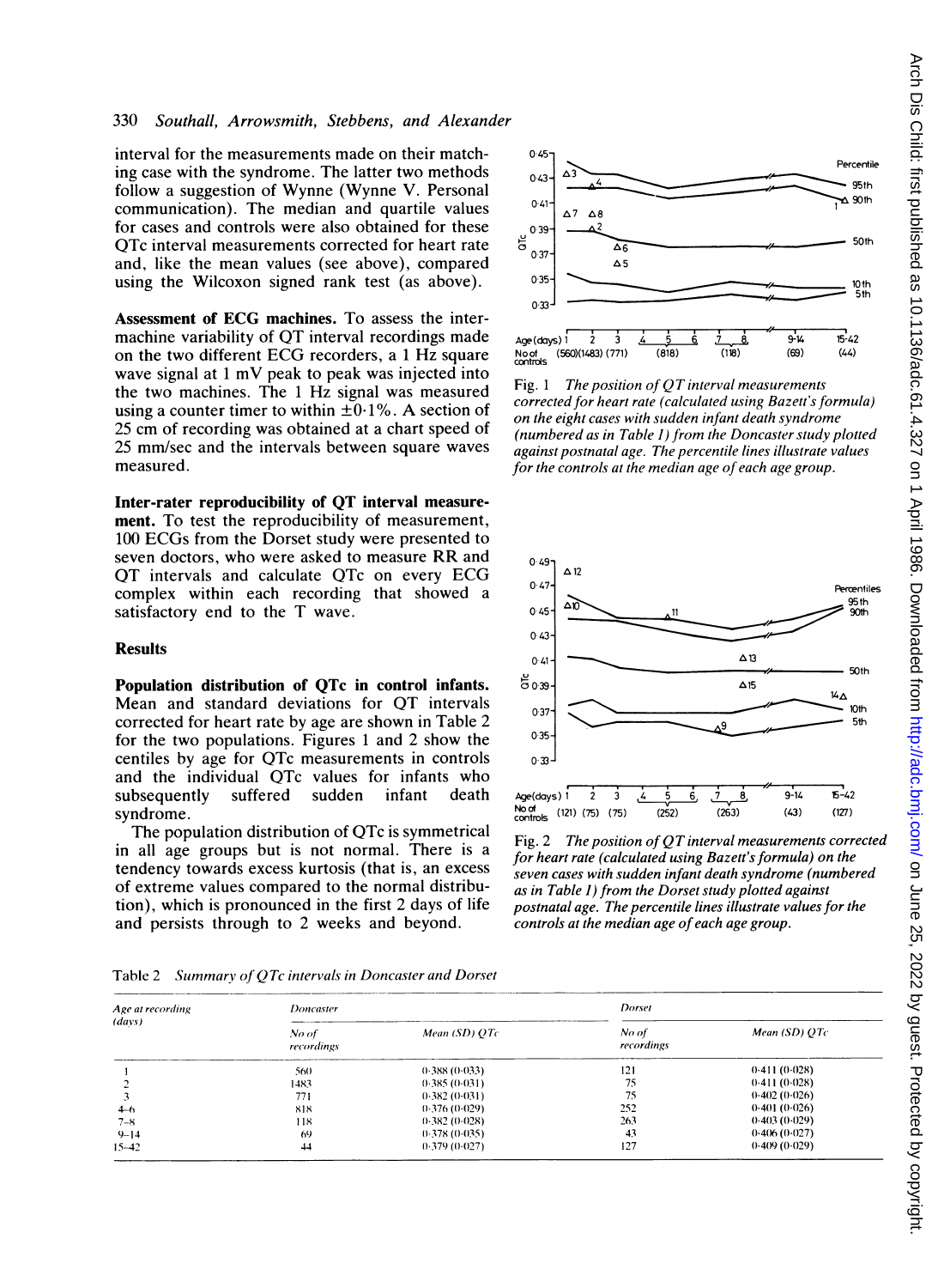interval for the measurements made on their matching case with the syndrome. The latter two methods follow a suggestion of Wynne (Wynne V. Personal communication). The median and quartile values for cases and controls were also obtained for these QTc interval measurements corrected for heart rate and, like the mean values (see above), compared using the Wilcoxon signed rank test (as above).

**Assessment of ECG machines.** To assess the inter-machine variability of QT interval recordings made on the two different ECG recorders, a 1 Hz square wave signal at 1 mV peak to peak was injected into the two machines. The 1 Hz signal was measured using a counter timer to within ±0·1%. A section of 25 cm of recording was obtained at a chart speed of 25 mm/sec and the intervals between square waves measured.

**Inter-rater reproducibility of QT interval measurement.** To test the reproducibility of measurement, 100 ECGs from the Dorset study were presented to seven doctors, who were asked to measure RR and QT intervals and calculate QTc on every ECG complex within each recording that showed a satisfactory end to the T wave.

## Results

**Population distribution of QTc in control infants.** Mean and standard deviations for QT intervals corrected for heart rate by age are shown in Table 2 for the two populations. Figures 1 and 2 show the centiles by age for QTc measurements in controls and the individual QTc values for infants who subsequently suffered sudden infant death syndrome.

The population distribution of QTc is symmetrical in all age groups but is not normal. There is a tendency towards excess kurtosis (that is, an excess of extreme values compared to the normal distribution), which is pronounced in the first 2 days of life and persists through to 2 weeks and beyond.

Fig. 1 *The position of QT interval measurements corrected for heart rate (calculated using Bazett's formula) on the eight cases with sudden infant death syndrome (numbered as in Table 1) from the Doncaster study plotted against postnatal age. The percentile lines illustrate values for the controls at the median age of each age group.*

Fig. 2 *The position of QT interval measurements corrected for heart rate (calculated using Bazett's formula) on the seven cases with sudden infant death syndrome (numbered as in Table 1) from the Dorset study plotted against postnatal age. The percentile lines illustrate values for the controls at the median age of each age group.*

Table 2 *Summary of QTc intervals in Doncaster and Dorset*

| Age at recording (days) | Doncaster | | Dorset | |
|---|---|---|---|---|
| | No of recordings | Mean (SD) QTc | No of recordings | Mean (SD) QTc |
| 1 | 560 | 0·388 (0·033) | 121 | 0·411 (0·028) |
| 2 | 1483 | 0·385 (0·031) | 75 | 0·411 (0·028) |
| 3 | 771 | 0·382 (0·031) | 75 | 0·402 (0·026) |
| 4–6 | 818 | 0·376 (0·029) | 252 | 0·401 (0·026) |
| 7–8 | 118 | 0·382 (0·028) | 263 | 0·403 (0·029) |
| 9–14 | 69 | 0·378 (0·035) | 43 | 0·406 (0·027) |
| 15–42 | 44 | 0·379 (0·027) | 127 | 0·409 (0·029) |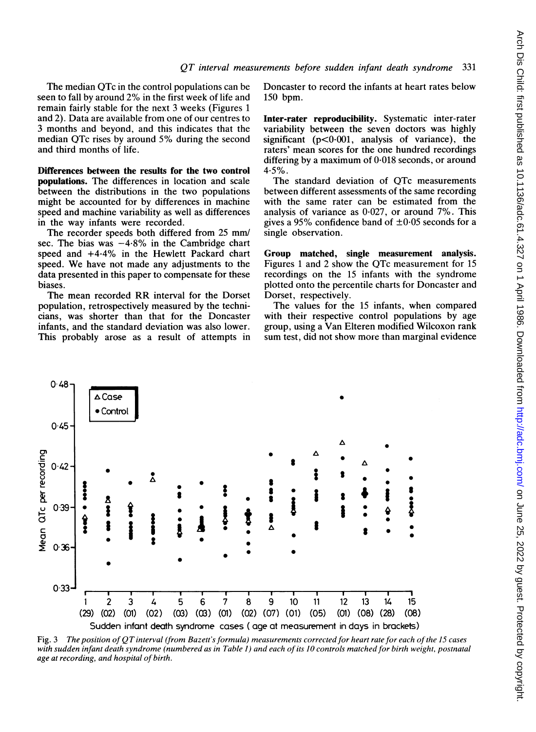The median QTc in the control populations can be seen to fall by around 2% in the first week of life and remain fairly stable for the next 3 weeks (Figures 1 and 2). Data are available from one of our centres to 3 months and beyond, and this indicates that the median QTc rises by around 5% during the second and third months of life.

**Differences between the results for the two control populations.** The differences in location and scale between the distributions in the two populations might be accounted for by differences in machine speed and machine variability as well as differences in the way infants were recorded.

The recorder speeds both differed from 25 mm/sec. The bias was −4·8% in the Cambridge chart speed and +4·4% in the Hewlett Packard chart speed. We have not made any adjustments to the data presented in this paper to compensate for these biases.

The mean recorded RR interval for the Dorset population, retrospectively measured by the technicians, was shorter than that for the Doncaster infants, and the standard deviation was also lower. This probably arose as a result of attempts in Doncaster to record the infants at heart rates below 150 bpm.

**Inter-rater reproducibility.** Systematic inter-rater variability between the seven doctors was highly significant ($p<0·001$, analysis of variance), the raters' mean scores for the one hundred recordings differing by a maximum of 0·018 seconds, or around 4·5%.

The standard deviation of QTc measurements between different assessments of the same recording with the same rater can be estimated from the analysis of variance as 0·027, or around 7%. This gives a 95% confidence band of ±0·05 seconds for a single observation.

**Group matched, single measurement analysis.** Figures 1 and 2 show the QTc measurement for 15 recordings on the 15 infants with the syndrome plotted onto the percentile charts for Doncaster and Dorset, respectively.

The values for the 15 infants, when compared with their respective control populations by age group, using a Van Elteren modified Wilcoxon rank sum test, did not show more than marginal evidence

Fig. 3 *The position of QT interval (from Bazett's formula) measurements corrected for heart rate for each of the 15 cases with sudden infant death syndrome (numbered as in Table 1) and each of its 10 controls matched for birth weight, postnatal age at recording, and hospital of birth.*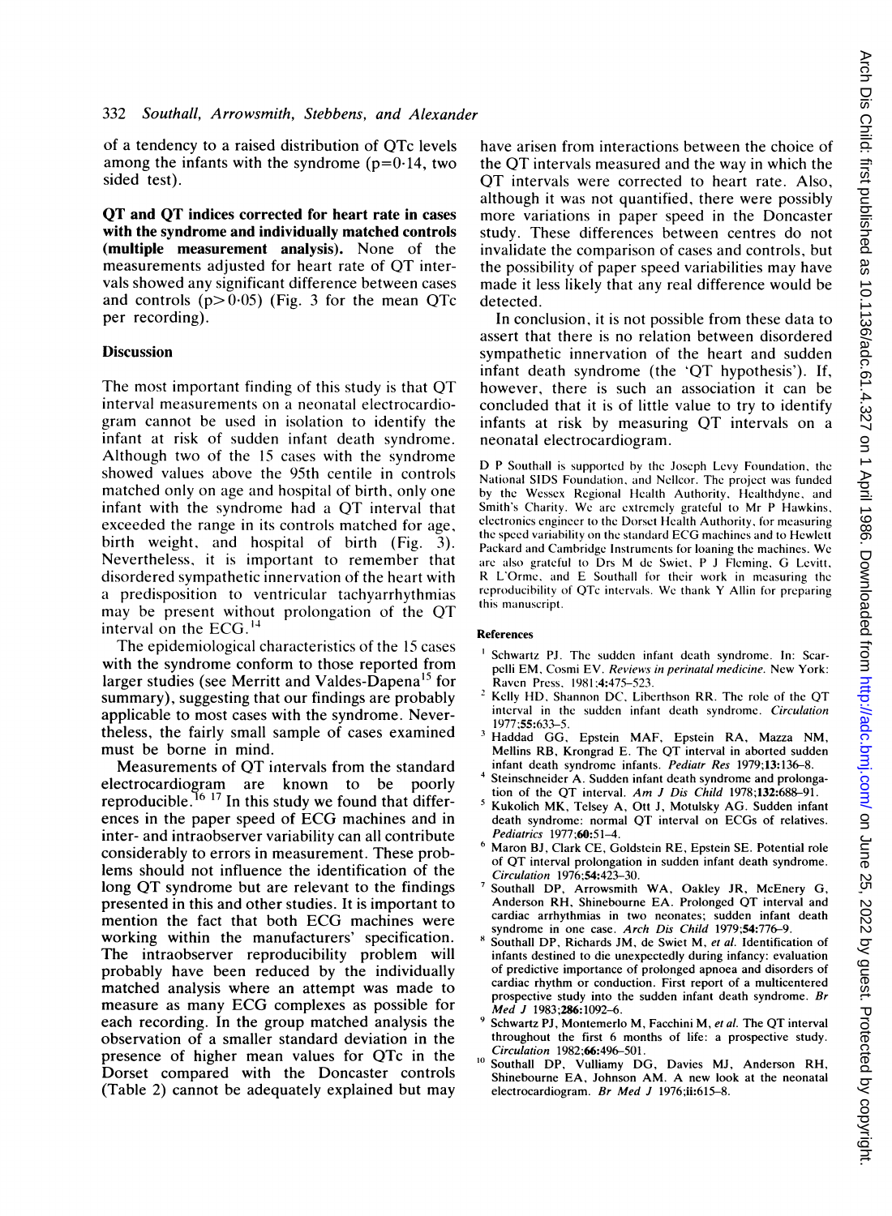of a tendency to a raised distribution of QTc levels among the infants with the syndrome ($p=0.14$, two sided test).

**QT and QT indices corrected for heart rate in cases with the syndrome and individually matched controls (multiple measurement analysis).** None of the measurements adjusted for heart rate of QT intervals showed any significant difference between cases and controls ($p>0.05$) (Fig. 3 for the mean QTc per recording).

## Discussion

The most important finding of this study is that QT interval measurements on a neonatal electrocardiogram cannot be used in isolation to identify the infant at risk of sudden infant death syndrome. Although two of the 15 cases with the syndrome showed values above the 95th centile in controls matched only on age and hospital of birth, only one infant with the syndrome had a QT interval that exceeded the range in its controls matched for age, birth weight, and hospital of birth (Fig. 3). Nevertheless, it is important to remember that disordered sympathetic innervation of the heart with a predisposition to ventricular tachyarrhythmias may be present without prolongation of the QT interval on the ECG.[14]

The epidemiological characteristics of the 15 cases with the syndrome conform to those reported from larger studies (see Merritt and Valdes-Dapena[15] for summary), suggesting that our findings are probably applicable to most cases with the syndrome. Nevertheless, the fairly small sample of cases examined must be borne in mind.

Measurements of QT intervals from the standard electrocardiogram are known to be poorly reproducible.[16 17] In this study we found that differences in the paper speed of ECG machines and in inter- and intraobserver variability can all contribute considerably to errors in measurement. These problems should not influence the identification of the long QT syndrome but are relevant to the findings presented in this and other studies. It is important to mention the fact that both ECG machines were working within the manufacturers' specification. The intraobserver reproducibility problem will probably have been reduced by the individually matched analysis where an attempt was made to measure as many ECG complexes as possible for each recording. In the group matched analysis the observation of a smaller standard deviation in the presence of higher mean values for QTc in the Dorset compared with the Doncaster controls (Table 2) cannot be adequately explained but may have arisen from interactions between the choice of the QT intervals measured and the way in which the QT intervals were corrected to heart rate. Also, although it was not quantified, there were possibly more variations in paper speed in the Doncaster study. These differences between centres do not invalidate the comparison of cases and controls, but the possibility of paper speed variabilities may have made it less likely that any real difference would be detected.

In conclusion, it is not possible from these data to assert that there is no relation between disordered sympathetic innervation of the heart and sudden infant death syndrome (the 'QT hypothesis'). If, however, there is such an association it can be concluded that it is of little value to try to identify infants at risk by measuring QT intervals on a neonatal electrocardiogram.

D P Southall is supported by the Joseph Levy Foundation, the National SIDS Foundation, and Nellcor. The project was funded by the Wessex Regional Health Authority, Healthdyne, and Smith's Charity. We are extremely grateful to Mr P Hawkins, electronics engineer to the Dorset Health Authority, for measuring the speed variability on the standard ECG machines and to Hewlett Packard and Cambridge Instruments for loaning the machines. We are also grateful to Drs M de Swiet, P J Fleming, G Levitt, R L'Orme, and E Southall for their work in measuring the reproducibility of QTc intervals. We thank Y Allin for preparing this manuscript.

## References

1. Schwartz PJ. The sudden infant death syndrome. In: Scarpelli EM, Cosmi EV. *Reviews in perinatal medicine*. New York: Raven Press, 1981;**4**:475–523.
2. Kelly HD, Shannon DC, Liberthson RR. The role of the QT interval in the sudden infant death syndrome. *Circulation* 1977;**55**:633–5.
3. Haddad GG, Epstein MAF, Epstein RA, Mazza NM, Mellins RB, Krongrad E. The QT interval in aborted sudden infant death syndrome infants. *Pediatr Res* 1979;**13**:136–8.
4. Steinschneider A. Sudden infant death syndrome and prolongation of the QT interval. *Am J Dis Child* 1978;**132**:688–91.
5. Kukolich MK, Telsey A, Ott J, Motulsky AG. Sudden infant death syndrome: normal QT interval on ECGs of relatives. *Pediatrics* 1977;**60**:51–4.
6. Maron BJ, Clark CE, Goldstein RE, Epstein SE. Potential role of QT interval prolongation in sudden infant death syndrome. *Circulation* 1976;**54**:423–30.
7. Southall DP, Arrowsmith WA, Oakley JR, McEnery G, Anderson RH, Shinebourne EA. Prolonged QT interval and cardiac arrhythmias in two neonates; sudden infant death syndrome in one case. *Arch Dis Child* 1979;**54**:776–9.
8. Southall DP, Richards JM, de Swiet M, *et al*. Identification of infants destined to die unexpectedly during infancy: evaluation of predictive importance of prolonged apnoea and disorders of cardiac rhythm or conduction. First report of a multicentered prospective study into the sudden infant death syndrome. *Br Med J* 1983;**286**:1092–6.
9. Schwartz PJ, Montemerlo M, Facchini M, *et al*. The QT interval throughout the first 6 months of life: a prospective study. *Circulation* 1982;**66**:496–501.
10. Southall DP, Vulliamy DG, Davies MJ, Anderson RH, Shinebourne EA, Johnson AM. A new look at the neonatal electrocardiogram. *Br Med J* 1976;**ii**:615–8.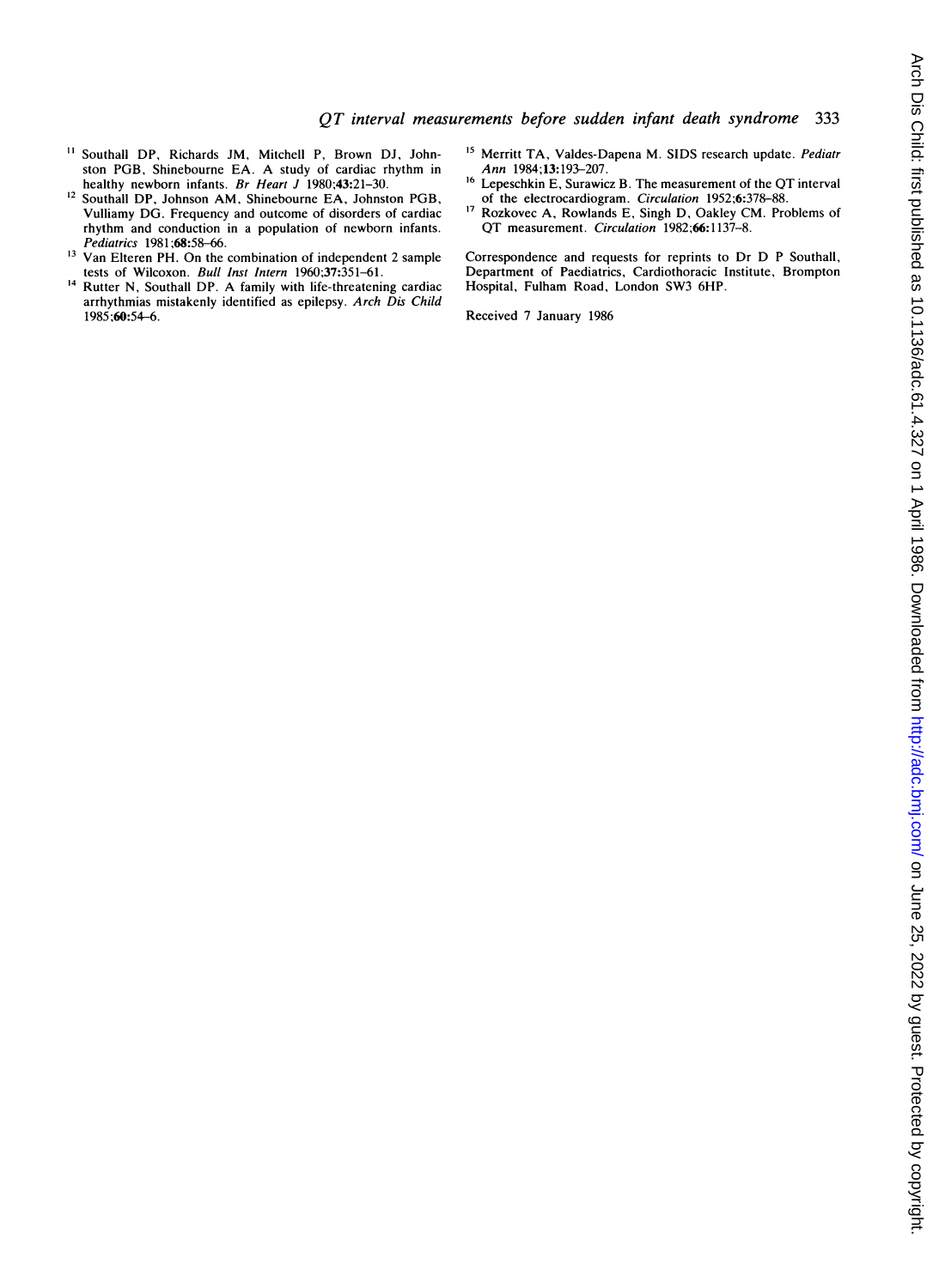[11] Southall DP, Richards JM, Mitchell P, Brown DJ, Johnston PGB, Shinebourne EA. A study of cardiac rhythm in healthy newborn infants. *Br Heart J* 1980;**43**:21–30.

[12] Southall DP, Johnson AM, Shinebourne EA, Johnston PGB, Vulliamy DG. Frequency and outcome of disorders of cardiac rhythm and conduction in a population of newborn infants. *Pediatrics* 1981;**68**:58–66.

[13] Van Elteren PH. On the combination of independent 2 sample tests of Wilcoxon. *Bull Inst Intern* 1960;**37**:351–61.

[14] Rutter N, Southall DP. A family with life-threatening cardiac arrhythmias mistakenly identified as epilepsy. *Arch Dis Child* 1985;**60**:54–6.

[15] Merritt TA, Valdes-Dapena M. SIDS research update. *Pediatr Ann* 1984;**13**:193–207.

[16] Lepeschkin E, Surawicz B. The measurement of the QT interval of the electrocardiogram. *Circulation* 1952;**6**:378–88.

[17] Rozkovec A, Rowlands E, Singh D, Oakley CM. Problems of QT measurement. *Circulation* 1982;**66**:1137–8.

Correspondence and requests for reprints to Dr D P Southall, Department of Paediatrics, Cardiothoracic Institute, Brompton Hospital, Fulham Road, London SW3 6HP.

Received 7 January 1986